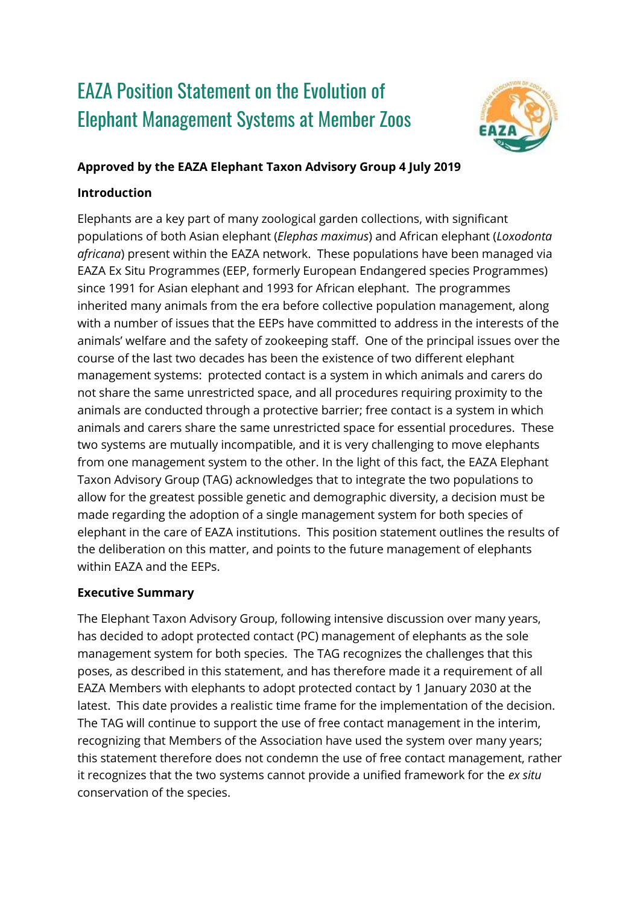# EAZA Position Statement on the Evolution of Elephant Management Systems at Member Zoos

**Approved by the EAZA Elephant Taxon Advisory Group 4 July 2019**

**Introduction**

Elephants are a key part of many zoological garden collections, with significant populations of both Asian elephant (*Elephas maximus*) and African elephant (*Loxodonta africana*) present within the EAZA network. These populations have been managed via EAZA Ex Situ Programmes (EEP, formerly European Endangered species Programmes) since 1991 for Asian elephant and 1993 for African elephant. The programmes inherited many animals from the era before collective population management, along with a number of issues that the EEPs have committed to address in the interests of the animals' welfare and the safety of zookeeping staff. One of the principal issues over the course of the last two decades has been the existence of two different elephant management systems: protected contact is a system in which animals and carers do not share the same unrestricted space, and all procedures requiring proximity to the animals are conducted through a protective barrier; free contact is a system in which animals and carers share the same unrestricted space for essential procedures. These two systems are mutually incompatible, and it is very challenging to move elephants from one management system to the other. In the light of this fact, the EAZA Elephant Taxon Advisory Group (TAG) acknowledges that to integrate the two populations to allow for the greatest possible genetic and demographic diversity, a decision must be made regarding the adoption of a single management system for both species of elephant in the care of EAZA institutions. This position statement outlines the results of the deliberation on this matter, and points to the future management of elephants within EAZA and the EEPs.

**Executive Summary**

The Elephant Taxon Advisory Group, following intensive discussion over many years, has decided to adopt protected contact (PC) management of elephants as the sole management system for both species. The TAG recognizes the challenges that this poses, as described in this statement, and has therefore made it a requirement of all EAZA Members with elephants to adopt protected contact by 1 January 2030 at the latest. This date provides a realistic time frame for the implementation of the decision. The TAG will continue to support the use of free contact management in the interim, recognizing that Members of the Association have used the system over many years; this statement therefore does not condemn the use of free contact management, rather it recognizes that the two systems cannot provide a unified framework for the *ex situ* conservation of the species.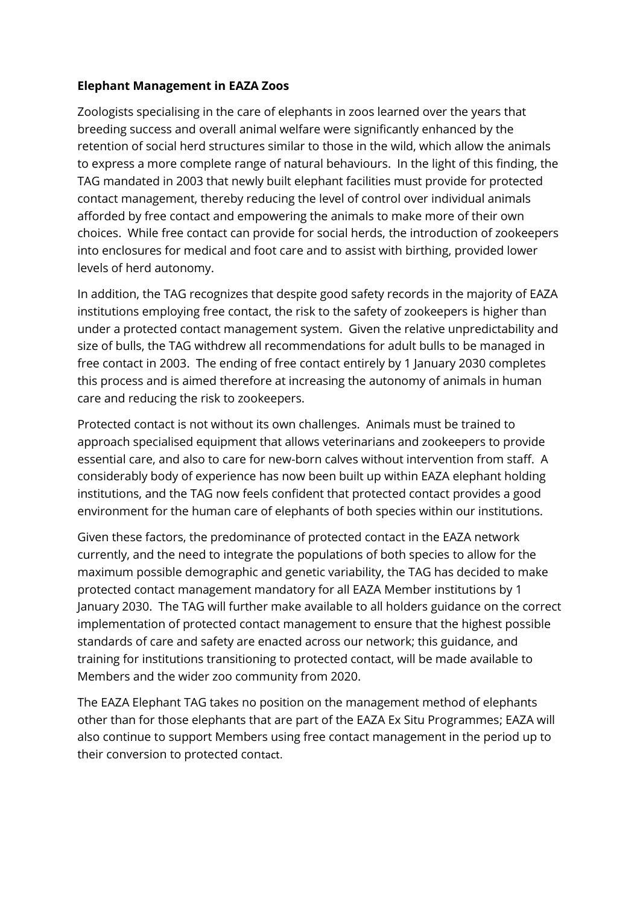**Elephant Management in EAZA Zoos**

Zoologists specialising in the care of elephants in zoos learned over the years that breeding success and overall animal welfare were significantly enhanced by the retention of social herd structures similar to those in the wild, which allow the animals to express a more complete range of natural behaviours. In the light of this finding, the TAG mandated in 2003 that newly built elephant facilities must provide for protected contact management, thereby reducing the level of control over individual animals afforded by free contact and empowering the animals to make more of their own choices. While free contact can provide for social herds, the introduction of zookeepers into enclosures for medical and foot care and to assist with birthing, provided lower levels of herd autonomy.

In addition, the TAG recognizes that despite good safety records in the majority of EAZA institutions employing free contact, the risk to the safety of zookeepers is higher than under a protected contact management system. Given the relative unpredictability and size of bulls, the TAG withdrew all recommendations for adult bulls to be managed in free contact in 2003. The ending of free contact entirely by 1 January 2030 completes this process and is aimed therefore at increasing the autonomy of animals in human care and reducing the risk to zookeepers.

Protected contact is not without its own challenges. Animals must be trained to approach specialised equipment that allows veterinarians and zookeepers to provide essential care, and also to care for new-born calves without intervention from staff. A considerably body of experience has now been built up within EAZA elephant holding institutions, and the TAG now feels confident that protected contact provides a good environment for the human care of elephants of both species within our institutions.

Given these factors, the predominance of protected contact in the EAZA network currently, and the need to integrate the populations of both species to allow for the maximum possible demographic and genetic variability, the TAG has decided to make protected contact management mandatory for all EAZA Member institutions by 1 January 2030. The TAG will further make available to all holders guidance on the correct implementation of protected contact management to ensure that the highest possible standards of care and safety are enacted across our network; this guidance, and training for institutions transitioning to protected contact, will be made available to Members and the wider zoo community from 2020.

The EAZA Elephant TAG takes no position on the management method of elephants other than for those elephants that are part of the EAZA Ex Situ Programmes; EAZA will also continue to support Members using free contact management in the period up to their conversion to protected contact.